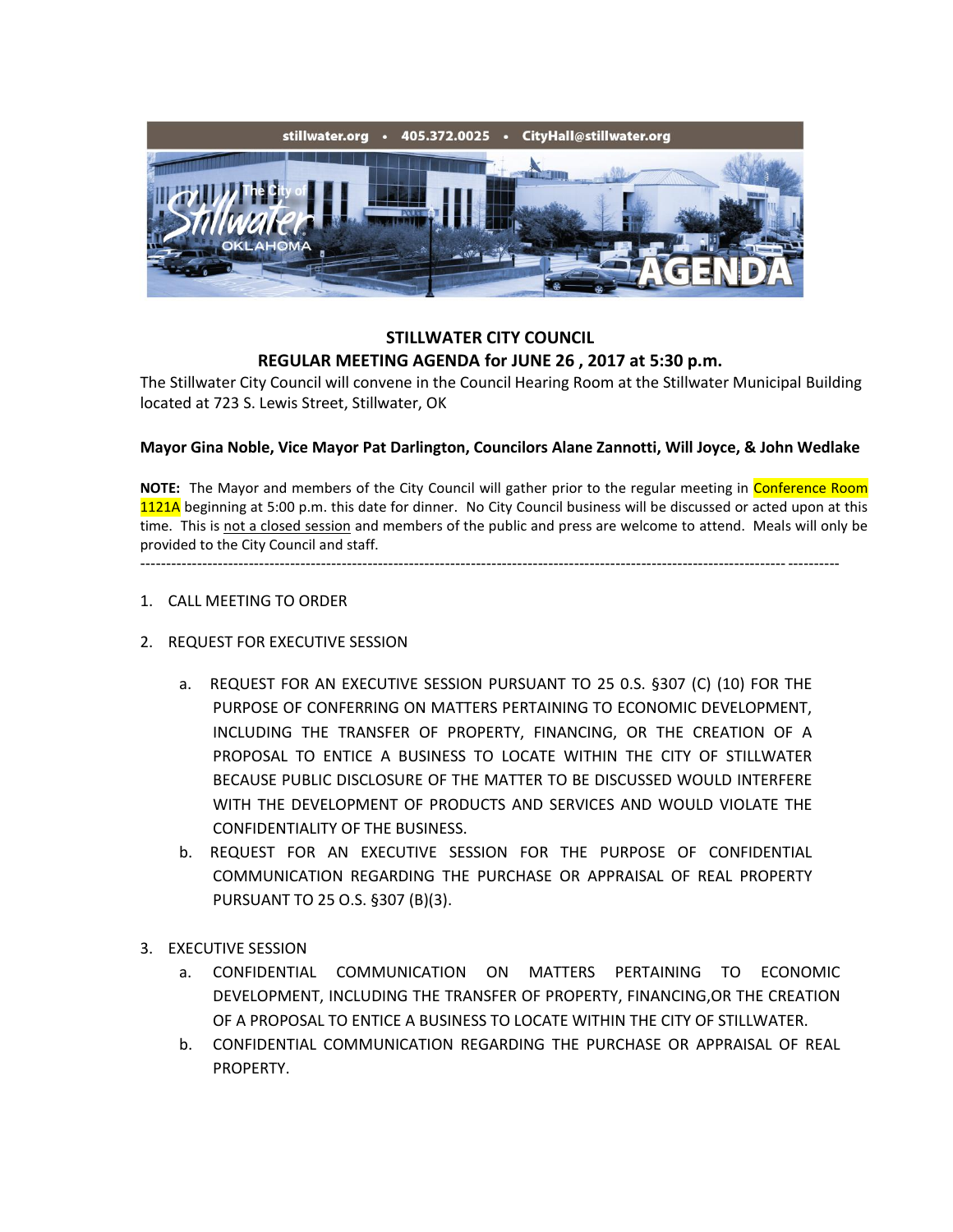stillwater.org • 405.372.0025 • CityHall@stillwater.org

The City of Stillwater OKLAHOMA

AGENDA

## STILLWATER CITY COUNCIL

## REGULAR MEETING AGENDA for JUNE 26 , 2017 at 5:30 p.m.

The Stillwater City Council will convene in the Council Hearing Room at the Stillwater Municipal Building located at 723 S. Lewis Street, Stillwater, OK

**Mayor Gina Noble, Vice Mayor Pat Darlington, Councilors Alane Zannotti, Will Joyce, & John Wedlake**

**NOTE:** The Mayor and members of the City Council will gather prior to the regular meeting in Conference Room 1121A beginning at 5:00 p.m. this date for dinner. No City Council business will be discussed or acted upon at this time. This is not a closed session and members of the public and press are welcome to attend. Meals will only be provided to the City Council and staff.

---

1. CALL MEETING TO ORDER

2. REQUEST FOR EXECUTIVE SESSION

   a. REQUEST FOR AN EXECUTIVE SESSION PURSUANT TO 25 0.S. §307 (C) (10) FOR THE PURPOSE OF CONFERRING ON MATTERS PERTAINING TO ECONOMIC DEVELOPMENT, INCLUDING THE TRANSFER OF PROPERTY, FINANCING, OR THE CREATION OF A PROPOSAL TO ENTICE A BUSINESS TO LOCATE WITHIN THE CITY OF STILLWATER BECAUSE PUBLIC DISCLOSURE OF THE MATTER TO BE DISCUSSED WOULD INTERFERE WITH THE DEVELOPMENT OF PRODUCTS AND SERVICES AND WOULD VIOLATE THE CONFIDENTIALITY OF THE BUSINESS.

   b. REQUEST FOR AN EXECUTIVE SESSION FOR THE PURPOSE OF CONFIDENTIAL COMMUNICATION REGARDING THE PURCHASE OR APPRAISAL OF REAL PROPERTY PURSUANT TO 25 O.S. §307 (B)(3).

3. EXECUTIVE SESSION

   a. CONFIDENTIAL COMMUNICATION ON MATTERS PERTAINING TO ECONOMIC DEVELOPMENT, INCLUDING THE TRANSFER OF PROPERTY, FINANCING,OR THE CREATION OF A PROPOSAL TO ENTICE A BUSINESS TO LOCATE WITHIN THE CITY OF STILLWATER.

   b. CONFIDENTIAL COMMUNICATION REGARDING THE PURCHASE OR APPRAISAL OF REAL PROPERTY.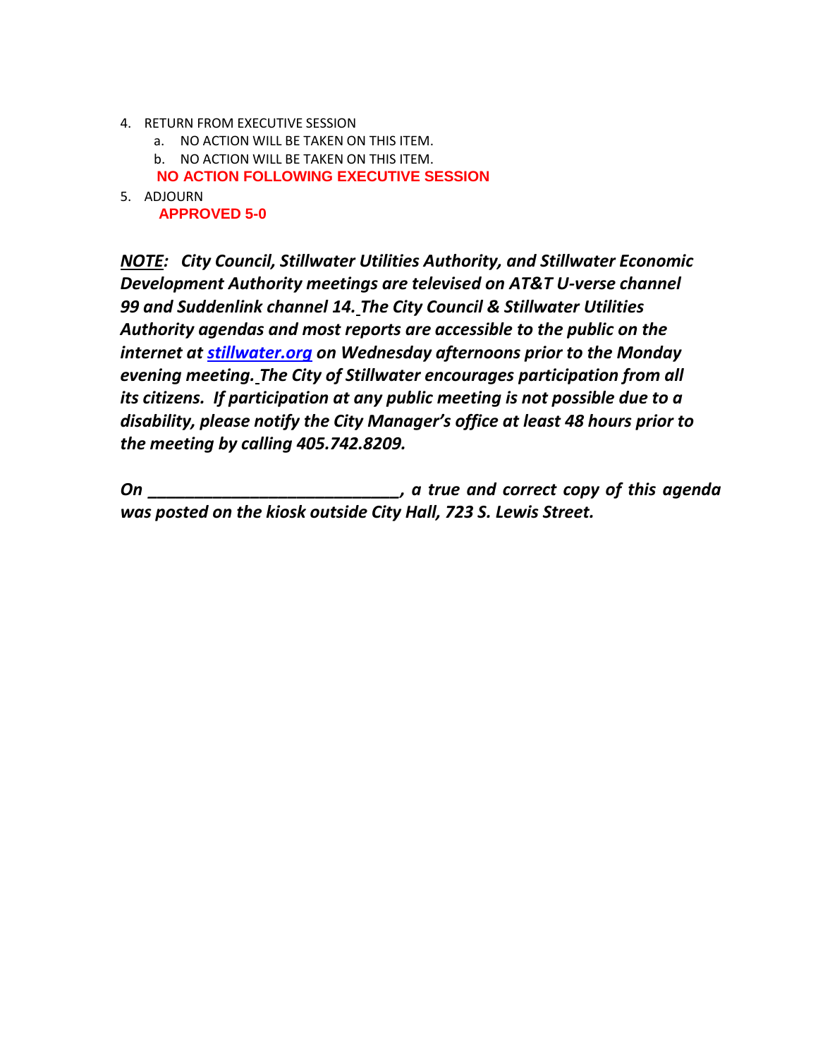4. RETURN FROM EXECUTIVE SESSION
   a. NO ACTION WILL BE TAKEN ON THIS ITEM.
   b. NO ACTION WILL BE TAKEN ON THIS ITEM.

   **NO ACTION FOLLOWING EXECUTIVE SESSION**

5. ADJOURN

   **APPROVED 5-0**

***NOTE:*** ***City Council, Stillwater Utilities Authority, and Stillwater Economic Development Authority meetings are televised on AT&T U-verse channel 99 and Suddenlink channel 14. The City Council & Stillwater Utilities Authority agendas and most reports are accessible to the public on the internet at [stillwater.org](stillwater.org) on Wednesday afternoons prior to the Monday evening meeting. The City of Stillwater encourages participation from all its citizens. If participation at any public meeting is not possible due to a disability, please notify the City Manager's office at least 48 hours prior to the meeting by calling 405.742.8209.***

***On ___________________________, a true and correct copy of this agenda was posted on the kiosk outside City Hall, 723 S. Lewis Street.***